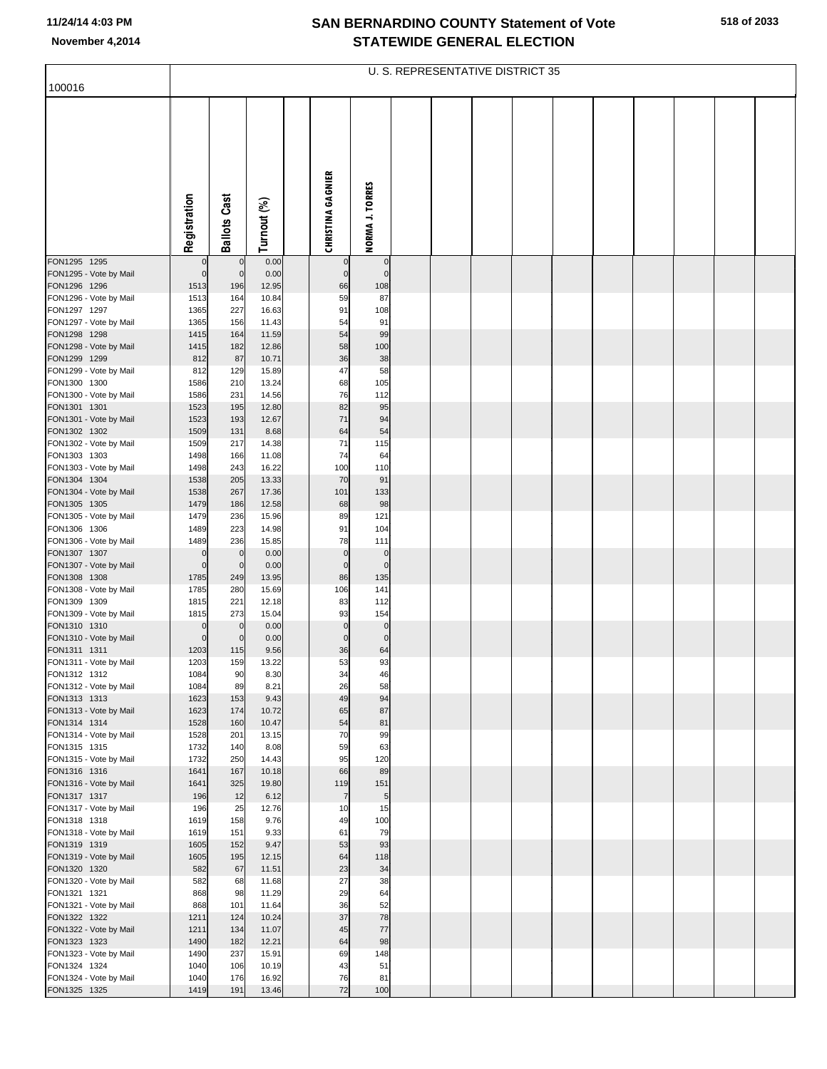# SAN BERNARDINO COUNTY Statement of Vote
# STATEWIDE GENERAL ELECTION

November 4,2014

## U. S. REPRESENTATIVE DISTRICT 35

100016

| | Registration | Ballots Cast | Turnout (%) | | CHRISTINA GAGNIER | NORMA J. TORRES |
|---|---|---|---|---|---|---|
| FON1295 1295 | 0 | 0 | 0.00 | | 0 | 0 |
| FON1295 - Vote by Mail | 0 | 0 | 0.00 | | 0 | 0 |
| FON1296 1296 | 1513 | 196 | 12.95 | | 66 | 108 |
| FON1296 - Vote by Mail | 1513 | 164 | 10.84 | | 59 | 87 |
| FON1297 1297 | 1365 | 227 | 16.63 | | 91 | 108 |
| FON1297 - Vote by Mail | 1365 | 156 | 11.43 | | 54 | 91 |
| FON1298 1298 | 1415 | 164 | 11.59 | | 54 | 99 |
| FON1298 - Vote by Mail | 1415 | 182 | 12.86 | | 58 | 100 |
| FON1299 1299 | 812 | 87 | 10.71 | | 36 | 38 |
| FON1299 - Vote by Mail | 812 | 129 | 15.89 | | 47 | 58 |
| FON1300 1300 | 1586 | 210 | 13.24 | | 68 | 105 |
| FON1300 - Vote by Mail | 1586 | 231 | 14.56 | | 76 | 112 |
| FON1301 1301 | 1523 | 195 | 12.80 | | 82 | 95 |
| FON1301 - Vote by Mail | 1523 | 193 | 12.67 | | 71 | 94 |
| FON1302 1302 | 1509 | 131 | 8.68 | | 64 | 54 |
| FON1302 - Vote by Mail | 1509 | 217 | 14.38 | | 71 | 115 |
| FON1303 1303 | 1498 | 166 | 11.08 | | 74 | 64 |
| FON1303 - Vote by Mail | 1498 | 243 | 16.22 | | 100 | 110 |
| FON1304 1304 | 1538 | 205 | 13.33 | | 70 | 91 |
| FON1304 - Vote by Mail | 1538 | 267 | 17.36 | | 101 | 133 |
| FON1305 1305 | 1479 | 186 | 12.58 | | 68 | 98 |
| FON1305 - Vote by Mail | 1479 | 236 | 15.96 | | 89 | 121 |
| FON1306 1306 | 1489 | 223 | 14.98 | | 91 | 104 |
| FON1306 - Vote by Mail | 1489 | 236 | 15.85 | | 78 | 111 |
| FON1307 1307 | 0 | 0 | 0.00 | | 0 | 0 |
| FON1307 - Vote by Mail | 0 | 0 | 0.00 | | 0 | 0 |
| FON1308 1308 | 1785 | 249 | 13.95 | | 86 | 135 |
| FON1308 - Vote by Mail | 1785 | 280 | 15.69 | | 106 | 141 |
| FON1309 1309 | 1815 | 221 | 12.18 | | 83 | 112 |
| FON1309 - Vote by Mail | 1815 | 273 | 15.04 | | 93 | 154 |
| FON1310 1310 | 0 | 0 | 0.00 | | 0 | 0 |
| FON1310 - Vote by Mail | 0 | 0 | 0.00 | | 0 | 0 |
| FON1311 1311 | 1203 | 115 | 9.56 | | 36 | 64 |
| FON1311 - Vote by Mail | 1203 | 159 | 13.22 | | 53 | 93 |
| FON1312 1312 | 1084 | 90 | 8.30 | | 34 | 46 |
| FON1312 - Vote by Mail | 1084 | 89 | 8.21 | | 26 | 58 |
| FON1313 1313 | 1623 | 153 | 9.43 | | 49 | 94 |
| FON1313 - Vote by Mail | 1623 | 174 | 10.72 | | 65 | 87 |
| FON1314 1314 | 1528 | 160 | 10.47 | | 54 | 81 |
| FON1314 - Vote by Mail | 1528 | 201 | 13.15 | | 70 | 99 |
| FON1315 1315 | 1732 | 140 | 8.08 | | 59 | 63 |
| FON1315 - Vote by Mail | 1732 | 250 | 14.43 | | 95 | 120 |
| FON1316 1316 | 1641 | 167 | 10.18 | | 66 | 89 |
| FON1316 - Vote by Mail | 1641 | 325 | 19.80 | | 119 | 151 |
| FON1317 1317 | 196 | 12 | 6.12 | | 7 | 5 |
| FON1317 - Vote by Mail | 196 | 25 | 12.76 | | 10 | 15 |
| FON1318 1318 | 1619 | 158 | 9.76 | | 49 | 100 |
| FON1318 - Vote by Mail | 1619 | 151 | 9.33 | | 61 | 79 |
| FON1319 1319 | 1605 | 152 | 9.47 | | 53 | 93 |
| FON1319 - Vote by Mail | 1605 | 195 | 12.15 | | 64 | 118 |
| FON1320 1320 | 582 | 67 | 11.51 | | 23 | 34 |
| FON1320 - Vote by Mail | 582 | 68 | 11.68 | | 27 | 38 |
| FON1321 1321 | 868 | 98 | 11.29 | | 29 | 64 |
| FON1321 - Vote by Mail | 868 | 101 | 11.64 | | 36 | 52 |
| FON1322 1322 | 1211 | 124 | 10.24 | | 37 | 78 |
| FON1322 - Vote by Mail | 1211 | 134 | 11.07 | | 45 | 77 |
| FON1323 1323 | 1490 | 182 | 12.21 | | 64 | 98 |
| FON1323 - Vote by Mail | 1490 | 237 | 15.91 | | 69 | 148 |
| FON1324 1324 | 1040 | 106 | 10.19 | | 43 | 51 |
| FON1324 - Vote by Mail | 1040 | 176 | 16.92 | | 76 | 81 |
| FON1325 1325 | 1419 | 191 | 13.46 | | 72 | 100 |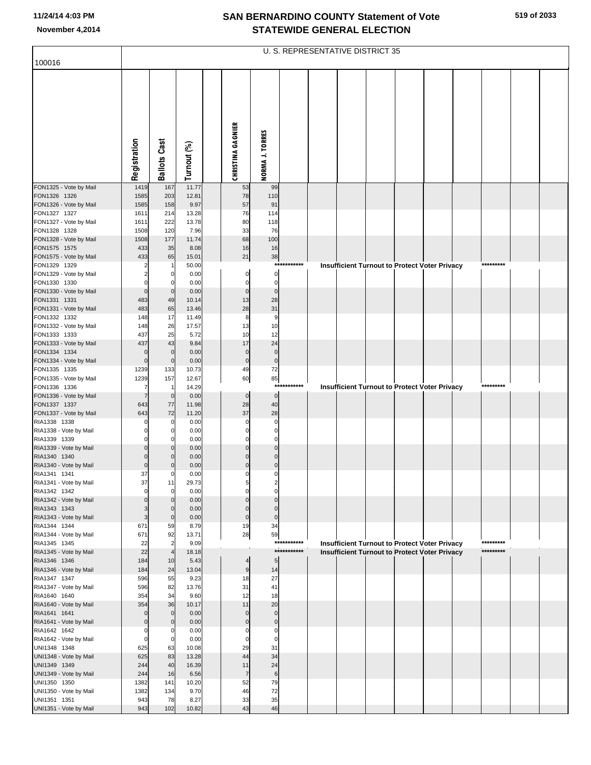# SAN BERNARDINO COUNTY Statement of Vote
## STATEWIDE GENERAL ELECTION

November 4,2014

100016

U. S. REPRESENTATIVE DISTRICT 35

| | Registration | Ballots Cast | Turnout (%) | CHRISTINA GAGNIER | NORMA J. TORRES |
|---|---|---|---|---|---|
| FON1325 - Vote by Mail | 1419 | 167 | 11.77 | 53 | 99 |
| FON1326 1326 | 1585 | 203 | 12.81 | 78 | 110 |
| FON1326 - Vote by Mail | 1585 | 158 | 9.97 | 57 | 91 |
| FON1327 1327 | 1611 | 214 | 13.28 | 76 | 114 |
| FON1327 - Vote by Mail | 1611 | 222 | 13.78 | 80 | 118 |
| FON1328 1328 | 1508 | 120 | 7.96 | 33 | 76 |
| FON1328 - Vote by Mail | 1508 | 177 | 11.74 | 68 | 100 |
| FON1575 1575 | 433 | 35 | 8.08 | 16 | 16 |
| FON1575 - Vote by Mail | 433 | 65 | 15.01 | 21 | 38 |
| FON1329 1329 | 2 | 1 | 50.00 | *********** Insufficient Turnout to Protect Voter Privacy ********* | |
| FON1329 - Vote by Mail | 2 | 0 | 0.00 | 0 | 0 |
| FON1330 1330 | 0 | 0 | 0.00 | 0 | 0 |
| FON1330 - Vote by Mail | 0 | 0 | 0.00 | 0 | 0 |
| FON1331 1331 | 483 | 49 | 10.14 | 13 | 28 |
| FON1331 - Vote by Mail | 483 | 65 | 13.46 | 28 | 31 |
| FON1332 1332 | 148 | 17 | 11.49 | 8 | 9 |
| FON1332 - Vote by Mail | 148 | 26 | 17.57 | 13 | 10 |
| FON1333 1333 | 437 | 25 | 5.72 | 10 | 12 |
| FON1333 - Vote by Mail | 437 | 43 | 9.84 | 17 | 24 |
| FON1334 1334 | 0 | 0 | 0.00 | 0 | 0 |
| FON1334 - Vote by Mail | 0 | 0 | 0.00 | 0 | 0 |
| FON1335 1335 | 1239 | 133 | 10.73 | 49 | 72 |
| FON1335 - Vote by Mail | 1239 | 157 | 12.67 | 60 | 85 |
| FON1336 1336 | 7 | 1 | 14.29 | *********** Insufficient Turnout to Protect Voter Privacy ********* | |
| FON1336 - Vote by Mail | 7 | 0 | 0.00 | 0 | 0 |
| FON1337 1337 | 643 | 77 | 11.98 | 28 | 40 |
| FON1337 - Vote by Mail | 643 | 72 | 11.20 | 37 | 28 |
| RIA1338 1338 | 0 | 0 | 0.00 | 0 | 0 |
| RIA1338 - Vote by Mail | 0 | 0 | 0.00 | 0 | 0 |
| RIA1339 1339 | 0 | 0 | 0.00 | 0 | 0 |
| RIA1339 - Vote by Mail | 0 | 0 | 0.00 | 0 | 0 |
| RIA1340 1340 | 0 | 0 | 0.00 | 0 | 0 |
| RIA1340 - Vote by Mail | 0 | 0 | 0.00 | 0 | 0 |
| RIA1341 1341 | 37 | 0 | 0.00 | 0 | 0 |
| RIA1341 - Vote by Mail | 37 | 11 | 29.73 | 5 | 2 |
| RIA1342 1342 | 0 | 0 | 0.00 | 0 | 0 |
| RIA1342 - Vote by Mail | 0 | 0 | 0.00 | 0 | 0 |
| RIA1343 1343 | 3 | 0 | 0.00 | 0 | 0 |
| RIA1343 - Vote by Mail | 3 | 0 | 0.00 | 0 | 0 |
| RIA1344 1344 | 671 | 59 | 8.79 | 19 | 34 |
| RIA1344 - Vote by Mail | 671 | 92 | 13.71 | 28 | 59 |
| RIA1345 1345 | 22 | 2 | 9.09 | *********** Insufficient Turnout to Protect Voter Privacy ********* | |
| RIA1345 - Vote by Mail | 22 | 4 | 18.18 | *********** Insufficient Turnout to Protect Voter Privacy ********* | |
| RIA1346 1346 | 184 | 10 | 5.43 | 4 | 5 |
| RIA1346 - Vote by Mail | 184 | 24 | 13.04 | 9 | 14 |
| RIA1347 1347 | 596 | 55 | 9.23 | 18 | 27 |
| RIA1347 - Vote by Mail | 596 | 82 | 13.76 | 31 | 41 |
| RIA1640 1640 | 354 | 34 | 9.60 | 12 | 18 |
| RIA1640 - Vote by Mail | 354 | 36 | 10.17 | 11 | 20 |
| RIA1641 1641 | 0 | 0 | 0.00 | 0 | 0 |
| RIA1641 - Vote by Mail | 0 | 0 | 0.00 | 0 | 0 |
| RIA1642 1642 | 0 | 0 | 0.00 | 0 | 0 |
| RIA1642 - Vote by Mail | 0 | 0 | 0.00 | 0 | 0 |
| UNI1348 1348 | 625 | 63 | 10.08 | 29 | 31 |
| UNI1348 - Vote by Mail | 625 | 83 | 13.28 | 44 | 34 |
| UNI1349 1349 | 244 | 40 | 16.39 | 11 | 24 |
| UNI1349 - Vote by Mail | 244 | 16 | 6.56 | 7 | 6 |
| UNI1350 1350 | 1382 | 141 | 10.20 | 52 | 79 |
| UNI1350 - Vote by Mail | 1382 | 134 | 9.70 | 46 | 72 |
| UNI1351 1351 | 943 | 78 | 8.27 | 33 | 35 |
| UNI1351 - Vote by Mail | 943 | 102 | 10.82 | 43 | 46 |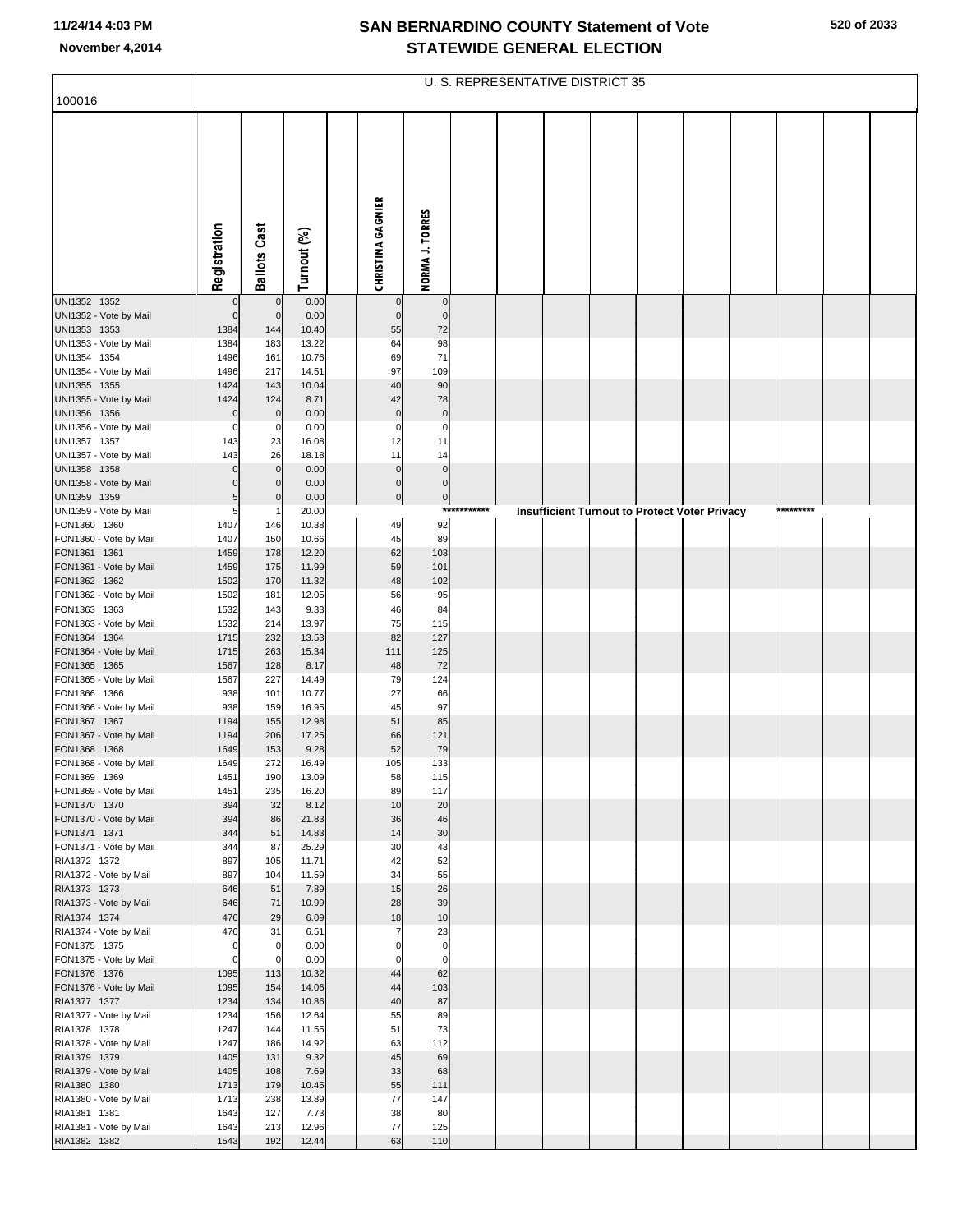# SAN BERNARDINO COUNTY Statement of Vote
## STATEWIDE GENERAL ELECTION

November 4,2014

U. S. REPRESENTATIVE DISTRICT 35

100016

| | Registration | Ballots Cast | Turnout (%) | CHRISTINA GAGNIER | NORMA J. TORRES |
|---|---|---|---|---|---|
| UNI1352 1352 | 0 | 0 | 0.00 | 0 | 0 |
| UNI1352 - Vote by Mail | 0 | 0 | 0.00 | 0 | 0 |
| UNI1353 1353 | 1384 | 144 | 10.40 | 55 | 72 |
| UNI1353 - Vote by Mail | 1384 | 183 | 13.22 | 64 | 98 |
| UNI1354 1354 | 1496 | 161 | 10.76 | 69 | 71 |
| UNI1354 - Vote by Mail | 1496 | 217 | 14.51 | 97 | 109 |
| UNI1355 1355 | 1424 | 143 | 10.04 | 40 | 90 |
| UNI1355 - Vote by Mail | 1424 | 124 | 8.71 | 42 | 78 |
| UNI1356 1356 | 0 | 0 | 0.00 | 0 | 0 |
| UNI1356 - Vote by Mail | 0 | 0 | 0.00 | 0 | 0 |
| UNI1357 1357 | 143 | 23 | 16.08 | 12 | 11 |
| UNI1357 - Vote by Mail | 143 | 26 | 18.18 | 11 | 14 |
| UNI1358 1358 | 0 | 0 | 0.00 | 0 | 0 |
| UNI1358 - Vote by Mail | 0 | 0 | 0.00 | 0 | 0 |
| UNI1359 1359 | 5 | 0 | 0.00 | 0 | 0 |
| UNI1359 - Vote by Mail | 5 | 1 | 20.00 | *********** Insufficient Turnout to Protect Voter Privacy ********* | |
| FON1360 1360 | 1407 | 146 | 10.38 | 49 | 92 |
| FON1360 - Vote by Mail | 1407 | 150 | 10.66 | 45 | 89 |
| FON1361 1361 | 1459 | 178 | 12.20 | 62 | 103 |
| FON1361 - Vote by Mail | 1459 | 175 | 11.99 | 59 | 101 |
| FON1362 1362 | 1502 | 170 | 11.32 | 48 | 102 |
| FON1362 - Vote by Mail | 1502 | 181 | 12.05 | 56 | 95 |
| FON1363 1363 | 1532 | 143 | 9.33 | 46 | 84 |
| FON1363 - Vote by Mail | 1532 | 214 | 13.97 | 75 | 115 |
| FON1364 1364 | 1715 | 232 | 13.53 | 82 | 127 |
| FON1364 - Vote by Mail | 1715 | 263 | 15.34 | 111 | 125 |
| FON1365 1365 | 1567 | 128 | 8.17 | 48 | 72 |
| FON1365 - Vote by Mail | 1567 | 227 | 14.49 | 79 | 124 |
| FON1366 1366 | 938 | 101 | 10.77 | 27 | 66 |
| FON1366 - Vote by Mail | 938 | 159 | 16.95 | 45 | 97 |
| FON1367 1367 | 1194 | 155 | 12.98 | 51 | 85 |
| FON1367 - Vote by Mail | 1194 | 206 | 17.25 | 66 | 121 |
| FON1368 1368 | 1649 | 153 | 9.28 | 52 | 79 |
| FON1368 - Vote by Mail | 1649 | 272 | 16.49 | 105 | 133 |
| FON1369 1369 | 1451 | 190 | 13.09 | 58 | 115 |
| FON1369 - Vote by Mail | 1451 | 235 | 16.20 | 89 | 117 |
| FON1370 1370 | 394 | 32 | 8.12 | 10 | 20 |
| FON1370 - Vote by Mail | 394 | 86 | 21.83 | 36 | 46 |
| FON1371 1371 | 344 | 51 | 14.83 | 14 | 30 |
| FON1371 - Vote by Mail | 344 | 87 | 25.29 | 30 | 43 |
| RIA1372 1372 | 897 | 105 | 11.71 | 42 | 52 |
| RIA1372 - Vote by Mail | 897 | 104 | 11.59 | 34 | 55 |
| RIA1373 1373 | 646 | 51 | 7.89 | 15 | 26 |
| RIA1373 - Vote by Mail | 646 | 71 | 10.99 | 28 | 39 |
| RIA1374 1374 | 476 | 29 | 6.09 | 18 | 10 |
| RIA1374 - Vote by Mail | 476 | 31 | 6.51 | 7 | 23 |
| FON1375 1375 | 0 | 0 | 0.00 | 0 | 0 |
| FON1375 - Vote by Mail | 0 | 0 | 0.00 | 0 | 0 |
| FON1376 1376 | 1095 | 113 | 10.32 | 44 | 62 |
| FON1376 - Vote by Mail | 1095 | 154 | 14.06 | 44 | 103 |
| RIA1377 1377 | 1234 | 134 | 10.86 | 40 | 87 |
| RIA1377 - Vote by Mail | 1234 | 156 | 12.64 | 55 | 89 |
| RIA1378 1378 | 1247 | 144 | 11.55 | 51 | 73 |
| RIA1378 - Vote by Mail | 1247 | 186 | 14.92 | 63 | 112 |
| RIA1379 1379 | 1405 | 131 | 9.32 | 45 | 69 |
| RIA1379 - Vote by Mail | 1405 | 108 | 7.69 | 33 | 68 |
| RIA1380 1380 | 1713 | 179 | 10.45 | 55 | 111 |
| RIA1380 - Vote by Mail | 1713 | 238 | 13.89 | 77 | 147 |
| RIA1381 1381 | 1643 | 127 | 7.73 | 38 | 80 |
| RIA1381 - Vote by Mail | 1643 | 213 | 12.96 | 77 | 125 |
| RIA1382 1382 | 1543 | 192 | 12.44 | 63 | 110 |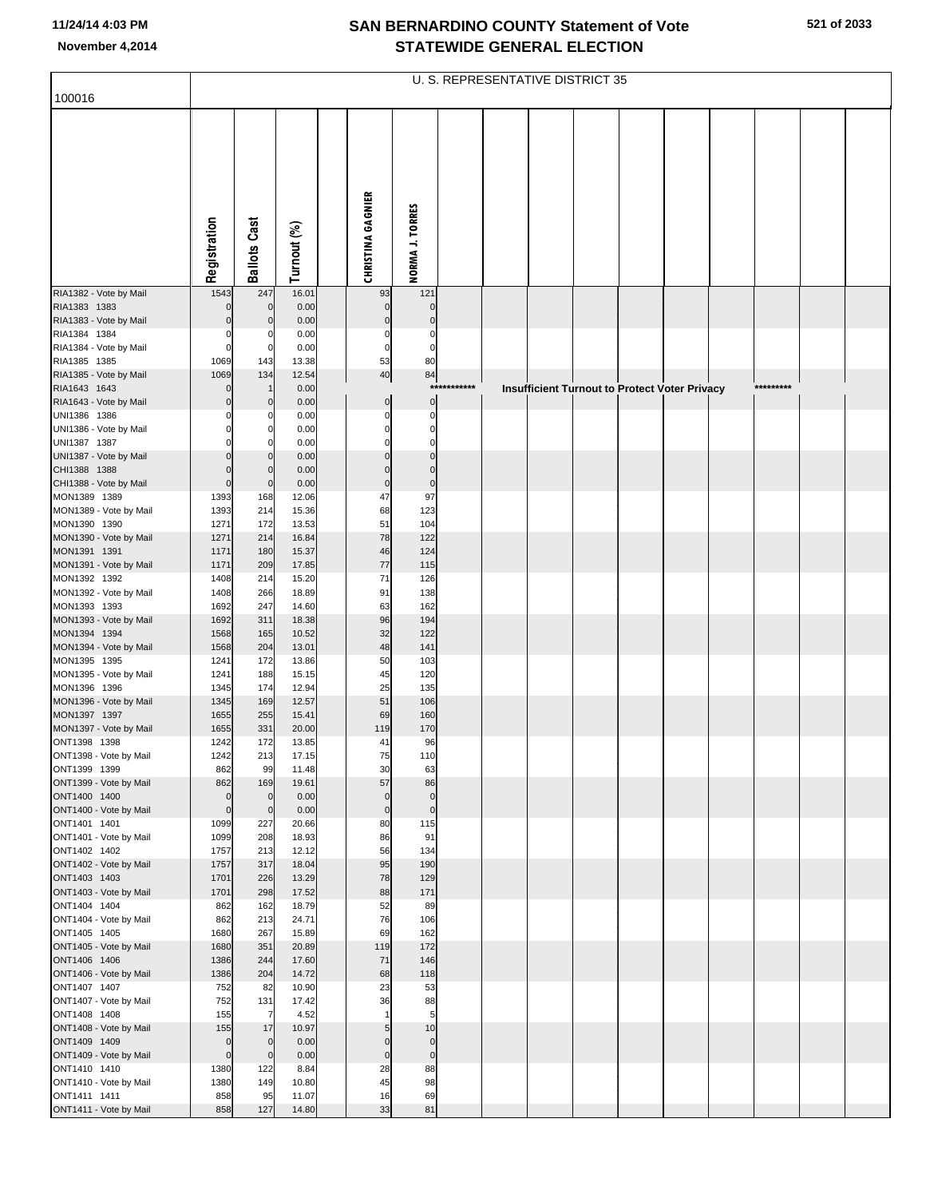# SAN BERNARDINO COUNTY Statement of Vote
# STATEWIDE GENERAL ELECTION

11/24/14 4:03 PM
November 4,2014

## U. S. REPRESENTATIVE DISTRICT 35

100016

| | Registration | Ballots Cast | Turnout (%) | | CHRISTINA GAGNIER | NORMA J. TORRES |
|---|---|---|---|---|---|---|
| RIA1382 - Vote by Mail | 1543 | 247 | 16.01 | | 93 | 121 |
| RIA1383 1383 | 0 | 0 | 0.00 | | 0 | 0 |
| RIA1383 - Vote by Mail | 0 | 0 | 0.00 | | 0 | 0 |
| RIA1384 1384 | 0 | 0 | 0.00 | | 0 | 0 |
| RIA1384 - Vote by Mail | 0 | 0 | 0.00 | | 0 | 0 |
| RIA1385 1385 | 1069 | 143 | 13.38 | | 53 | 80 |
| RIA1385 - Vote by Mail | 1069 | 134 | 12.54 | | 40 | 84 |
| RIA1643 1643 | 0 | 1 | 0.00 | | *********** Insufficient Turnout to Protect Voter Privacy ********* | |
| RIA1643 - Vote by Mail | 0 | 0 | 0.00 | | 0 | 0 |
| UNI1386 1386 | 0 | 0 | 0.00 | | 0 | 0 |
| UNI1386 - Vote by Mail | 0 | 0 | 0.00 | | 0 | 0 |
| UNI1387 1387 | 0 | 0 | 0.00 | | 0 | 0 |
| UNI1387 - Vote by Mail | 0 | 0 | 0.00 | | 0 | 0 |
| CHI1388 1388 | 0 | 0 | 0.00 | | 0 | 0 |
| CHI1388 - Vote by Mail | 0 | 0 | 0.00 | | 0 | 0 |
| MON1389 1389 | 1393 | 168 | 12.06 | | 47 | 97 |
| MON1389 - Vote by Mail | 1393 | 214 | 15.36 | | 68 | 123 |
| MON1390 1390 | 1271 | 172 | 13.53 | | 51 | 104 |
| MON1390 - Vote by Mail | 1271 | 214 | 16.84 | | 78 | 122 |
| MON1391 1391 | 1171 | 180 | 15.37 | | 46 | 124 |
| MON1391 - Vote by Mail | 1171 | 209 | 17.85 | | 77 | 115 |
| MON1392 1392 | 1408 | 214 | 15.20 | | 71 | 126 |
| MON1392 - Vote by Mail | 1408 | 266 | 18.89 | | 91 | 138 |
| MON1393 1393 | 1692 | 247 | 14.60 | | 63 | 162 |
| MON1393 - Vote by Mail | 1692 | 311 | 18.38 | | 96 | 194 |
| MON1394 1394 | 1568 | 165 | 10.52 | | 32 | 122 |
| MON1394 - Vote by Mail | 1568 | 204 | 13.01 | | 48 | 141 |
| MON1395 1395 | 1241 | 172 | 13.86 | | 50 | 103 |
| MON1395 - Vote by Mail | 1241 | 188 | 15.15 | | 45 | 120 |
| MON1396 1396 | 1345 | 174 | 12.94 | | 25 | 135 |
| MON1396 - Vote by Mail | 1345 | 169 | 12.57 | | 51 | 106 |
| MON1397 1397 | 1655 | 255 | 15.41 | | 69 | 160 |
| MON1397 - Vote by Mail | 1655 | 331 | 20.00 | | 119 | 170 |
| ONT1398 1398 | 1242 | 172 | 13.85 | | 41 | 96 |
| ONT1398 - Vote by Mail | 1242 | 213 | 17.15 | | 75 | 110 |
| ONT1399 1399 | 862 | 99 | 11.48 | | 30 | 63 |
| ONT1399 - Vote by Mail | 862 | 169 | 19.61 | | 57 | 86 |
| ONT1400 1400 | 0 | 0 | 0.00 | | 0 | 0 |
| ONT1400 - Vote by Mail | 0 | 0 | 0.00 | | 0 | 0 |
| ONT1401 1401 | 1099 | 227 | 20.66 | | 80 | 115 |
| ONT1401 - Vote by Mail | 1099 | 208 | 18.93 | | 86 | 91 |
| ONT1402 1402 | 1757 | 213 | 12.12 | | 56 | 134 |
| ONT1402 - Vote by Mail | 1757 | 317 | 18.04 | | 95 | 190 |
| ONT1403 1403 | 1701 | 226 | 13.29 | | 78 | 129 |
| ONT1403 - Vote by Mail | 1701 | 298 | 17.52 | | 88 | 171 |
| ONT1404 1404 | 862 | 162 | 18.79 | | 52 | 89 |
| ONT1404 - Vote by Mail | 862 | 213 | 24.71 | | 76 | 106 |
| ONT1405 1405 | 1680 | 267 | 15.89 | | 69 | 162 |
| ONT1405 - Vote by Mail | 1680 | 351 | 20.89 | | 119 | 172 |
| ONT1406 1406 | 1386 | 244 | 17.60 | | 71 | 146 |
| ONT1406 - Vote by Mail | 1386 | 204 | 14.72 | | 68 | 118 |
| ONT1407 1407 | 752 | 82 | 10.90 | | 23 | 53 |
| ONT1407 - Vote by Mail | 752 | 131 | 17.42 | | 36 | 88 |
| ONT1408 1408 | 155 | 7 | 4.52 | | 1 | 5 |
| ONT1408 - Vote by Mail | 155 | 17 | 10.97 | | 5 | 10 |
| ONT1409 1409 | 0 | 0 | 0.00 | | 0 | 0 |
| ONT1409 - Vote by Mail | 0 | 0 | 0.00 | | 0 | 0 |
| ONT1410 1410 | 1380 | 122 | 8.84 | | 28 | 88 |
| ONT1410 - Vote by Mail | 1380 | 149 | 10.80 | | 45 | 98 |
| ONT1411 1411 | 858 | 95 | 11.07 | | 16 | 69 |
| ONT1411 - Vote by Mail | 858 | 127 | 14.80 | | 33 | 81 |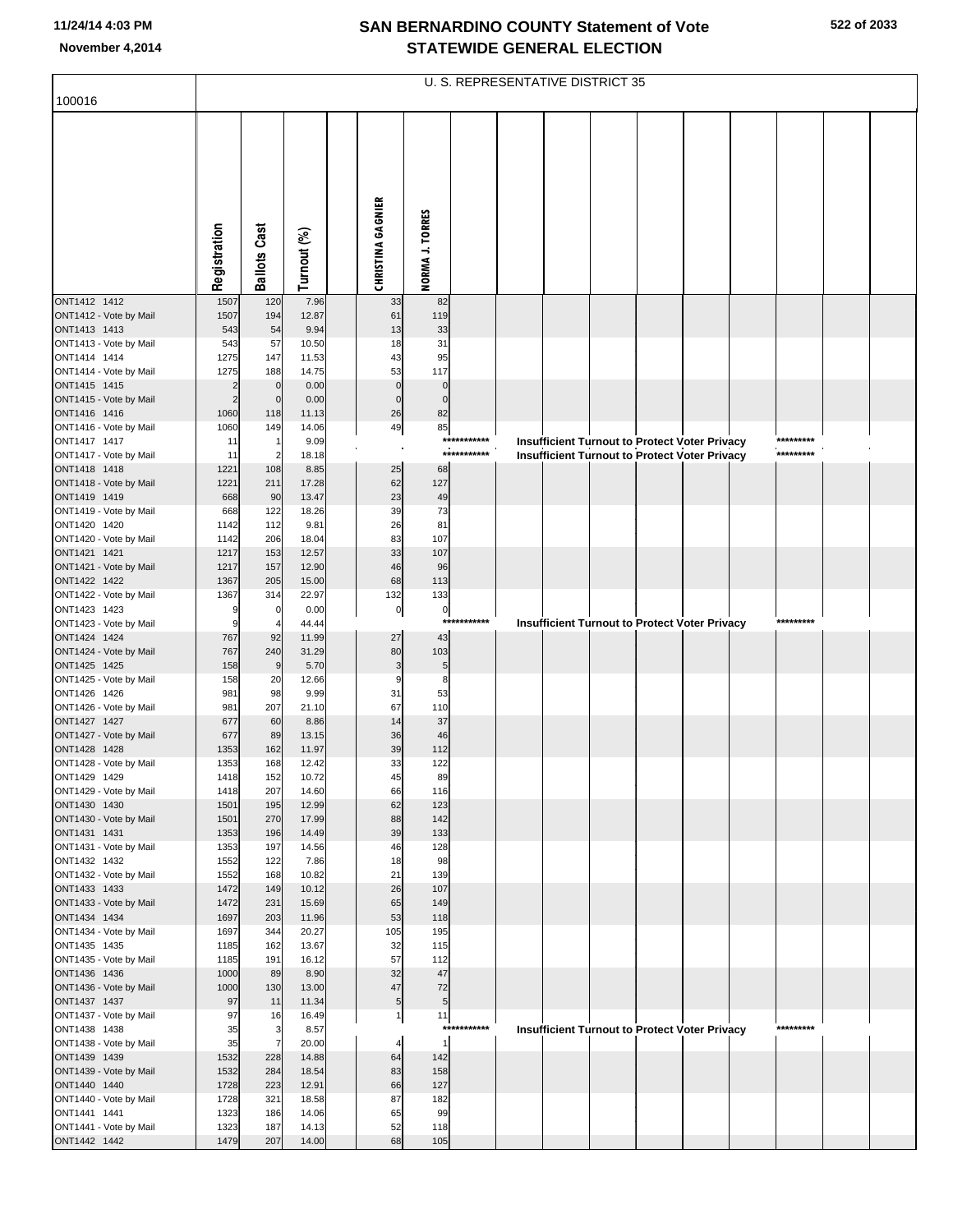# SAN BERNARDINO COUNTY Statement of Vote
# STATEWIDE GENERAL ELECTION

November 4,2014

## U. S. REPRESENTATIVE DISTRICT 35

100016

| | Registration | Ballots Cast | Turnout (%) | CHRISTINA GAGNIER | NORMA J. TORRES |
|---|---|---|---|---|---|
| ONT1412 1412 | 1507 | 120 | 7.96 | 33 | 82 |
| ONT1412 - Vote by Mail | 1507 | 194 | 12.87 | 61 | 119 |
| ONT1413 1413 | 543 | 54 | 9.94 | 13 | 33 |
| ONT1413 - Vote by Mail | 543 | 57 | 10.50 | 18 | 31 |
| ONT1414 1414 | 1275 | 147 | 11.53 | 43 | 95 |
| ONT1414 - Vote by Mail | 1275 | 188 | 14.75 | 53 | 117 |
| ONT1415 1415 | 2 | 0 | 0.00 | 0 | 0 |
| ONT1415 - Vote by Mail | 2 | 0 | 0.00 | 0 | 0 |
| ONT1416 1416 | 1060 | 118 | 11.13 | 26 | 82 |
| ONT1416 - Vote by Mail | 1060 | 149 | 14.06 | 49 | 85 |
| ONT1417 1417 | 11 | 1 | 9.09 | Insufficient Turnout to Protect Voter Privacy | |
| ONT1417 - Vote by Mail | 11 | 2 | 18.18 | Insufficient Turnout to Protect Voter Privacy | |
| ONT1418 1418 | 1221 | 108 | 8.85 | 25 | 68 |
| ONT1418 - Vote by Mail | 1221 | 211 | 17.28 | 62 | 127 |
| ONT1419 1419 | 668 | 90 | 13.47 | 23 | 49 |
| ONT1419 - Vote by Mail | 668 | 122 | 18.26 | 39 | 73 |
| ONT1420 1420 | 1142 | 112 | 9.81 | 26 | 81 |
| ONT1420 - Vote by Mail | 1142 | 206 | 18.04 | 83 | 107 |
| ONT1421 1421 | 1217 | 153 | 12.57 | 33 | 107 |
| ONT1421 - Vote by Mail | 1217 | 157 | 12.90 | 46 | 96 |
| ONT1422 1422 | 1367 | 205 | 15.00 | 68 | 113 |
| ONT1422 - Vote by Mail | 1367 | 314 | 22.97 | 132 | 133 |
| ONT1423 1423 | 9 | 0 | 0.00 | 0 | 0 |
| ONT1423 - Vote by Mail | 9 | 4 | 44.44 | Insufficient Turnout to Protect Voter Privacy | |
| ONT1424 1424 | 767 | 92 | 11.99 | 27 | 43 |
| ONT1424 - Vote by Mail | 767 | 240 | 31.29 | 80 | 103 |
| ONT1425 1425 | 158 | 9 | 5.70 | 3 | 5 |
| ONT1425 - Vote by Mail | 158 | 20 | 12.66 | 9 | 8 |
| ONT1426 1426 | 981 | 98 | 9.99 | 31 | 53 |
| ONT1426 - Vote by Mail | 981 | 207 | 21.10 | 67 | 110 |
| ONT1427 1427 | 677 | 60 | 8.86 | 14 | 37 |
| ONT1427 - Vote by Mail | 677 | 89 | 13.15 | 36 | 46 |
| ONT1428 1428 | 1353 | 162 | 11.97 | 39 | 112 |
| ONT1428 - Vote by Mail | 1353 | 168 | 12.42 | 33 | 122 |
| ONT1429 1429 | 1418 | 152 | 10.72 | 45 | 89 |
| ONT1429 - Vote by Mail | 1418 | 207 | 14.60 | 66 | 116 |
| ONT1430 1430 | 1501 | 195 | 12.99 | 62 | 123 |
| ONT1430 - Vote by Mail | 1501 | 270 | 17.99 | 88 | 142 |
| ONT1431 1431 | 1353 | 196 | 14.49 | 39 | 133 |
| ONT1431 - Vote by Mail | 1353 | 197 | 14.56 | 46 | 128 |
| ONT1432 1432 | 1552 | 122 | 7.86 | 18 | 98 |
| ONT1432 - Vote by Mail | 1552 | 168 | 10.82 | 21 | 139 |
| ONT1433 1433 | 1472 | 149 | 10.12 | 26 | 107 |
| ONT1433 - Vote by Mail | 1472 | 231 | 15.69 | 65 | 149 |
| ONT1434 1434 | 1697 | 203 | 11.96 | 53 | 118 |
| ONT1434 - Vote by Mail | 1697 | 344 | 20.27 | 105 | 195 |
| ONT1435 1435 | 1185 | 162 | 13.67 | 32 | 115 |
| ONT1435 - Vote by Mail | 1185 | 191 | 16.12 | 57 | 112 |
| ONT1436 1436 | 1000 | 89 | 8.90 | 32 | 47 |
| ONT1436 - Vote by Mail | 1000 | 130 | 13.00 | 47 | 72 |
| ONT1437 1437 | 97 | 11 | 11.34 | 5 | 5 |
| ONT1437 - Vote by Mail | 97 | 16 | 16.49 | 1 | 11 |
| ONT1438 1438 | 35 | 3 | 8.57 | Insufficient Turnout to Protect Voter Privacy | |
| ONT1438 - Vote by Mail | 35 | 7 | 20.00 | 4 | 1 |
| ONT1439 1439 | 1532 | 228 | 14.88 | 64 | 142 |
| ONT1439 - Vote by Mail | 1532 | 284 | 18.54 | 83 | 158 |
| ONT1440 1440 | 1728 | 223 | 12.91 | 66 | 127 |
| ONT1440 - Vote by Mail | 1728 | 321 | 18.58 | 87 | 182 |
| ONT1441 1441 | 1323 | 186 | 14.06 | 65 | 99 |
| ONT1441 - Vote by Mail | 1323 | 187 | 14.13 | 52 | 118 |
| ONT1442 1442 | 1479 | 207 | 14.00 | 68 | 105 |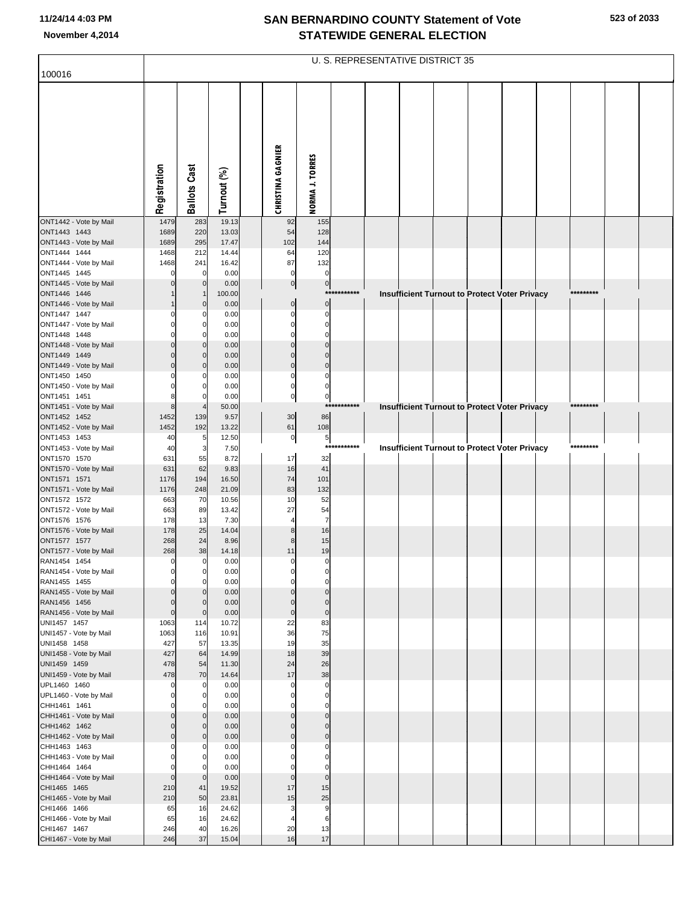# SAN BERNARDINO COUNTY Statement of Vote
## STATEWIDE GENERAL ELECTION

November 4,2014

100016

U. S. REPRESENTATIVE DISTRICT 35

| | Registration | Ballots Cast | Turnout (%) | CHRISTINA GAGNIER | NORMA J. TORRES |
|---|---|---|---|---|---|
| ONT1442 - Vote by Mail | 1479 | 283 | 19.13 | 92 | 155 |
| ONT1443 1443 | 1689 | 220 | 13.03 | 54 | 128 |
| ONT1443 - Vote by Mail | 1689 | 295 | 17.47 | 102 | 144 |
| ONT1444 1444 | 1468 | 212 | 14.44 | 64 | 120 |
| ONT1444 - Vote by Mail | 1468 | 241 | 16.42 | 87 | 132 |
| ONT1445 1445 | 0 | 0 | 0.00 | 0 | 0 |
| ONT1445 - Vote by Mail | 0 | 0 | 0.00 | 0 | 0 |
| ONT1446 1446 | 1 | 1 | 100.00 | *********** Insufficient Turnout to Protect Voter Privacy ********* | |
| ONT1446 - Vote by Mail | 1 | 0 | 0.00 | 0 | 0 |
| ONT1447 1447 | 0 | 0 | 0.00 | 0 | 0 |
| ONT1447 - Vote by Mail | 0 | 0 | 0.00 | 0 | 0 |
| ONT1448 1448 | 0 | 0 | 0.00 | 0 | 0 |
| ONT1448 - Vote by Mail | 0 | 0 | 0.00 | 0 | 0 |
| ONT1449 1449 | 0 | 0 | 0.00 | 0 | 0 |
| ONT1449 - Vote by Mail | 0 | 0 | 0.00 | 0 | 0 |
| ONT1450 1450 | 0 | 0 | 0.00 | 0 | 0 |
| ONT1450 - Vote by Mail | 0 | 0 | 0.00 | 0 | 0 |
| ONT1451 1451 | 8 | 0 | 0.00 | 0 | 0 |
| ONT1451 - Vote by Mail | 8 | 4 | 50.00 | *********** Insufficient Turnout to Protect Voter Privacy ********* | |
| ONT1452 1452 | 1452 | 139 | 9.57 | 30 | 86 |
| ONT1452 - Vote by Mail | 1452 | 192 | 13.22 | 61 | 108 |
| ONT1453 1453 | 40 | 5 | 12.50 | 0 | 5 |
| ONT1453 - Vote by Mail | 40 | 3 | 7.50 | *********** Insufficient Turnout to Protect Voter Privacy ********* | |
| ONT1570 1570 | 631 | 55 | 8.72 | 17 | 32 |
| ONT1570 - Vote by Mail | 631 | 62 | 9.83 | 16 | 41 |
| ONT1571 1571 | 1176 | 194 | 16.50 | 74 | 101 |
| ONT1571 - Vote by Mail | 1176 | 248 | 21.09 | 83 | 132 |
| ONT1572 1572 | 663 | 70 | 10.56 | 10 | 52 |
| ONT1572 - Vote by Mail | 663 | 89 | 13.42 | 27 | 54 |
| ONT1576 1576 | 178 | 13 | 7.30 | 4 | 7 |
| ONT1576 - Vote by Mail | 178 | 25 | 14.04 | 8 | 16 |
| ONT1577 1577 | 268 | 24 | 8.96 | 8 | 15 |
| ONT1577 - Vote by Mail | 268 | 38 | 14.18 | 11 | 19 |
| RAN1454 1454 | 0 | 0 | 0.00 | 0 | 0 |
| RAN1454 - Vote by Mail | 0 | 0 | 0.00 | 0 | 0 |
| RAN1455 1455 | 0 | 0 | 0.00 | 0 | 0 |
| RAN1455 - Vote by Mail | 0 | 0 | 0.00 | 0 | 0 |
| RAN1456 1456 | 0 | 0 | 0.00 | 0 | 0 |
| RAN1456 - Vote by Mail | 0 | 0 | 0.00 | 0 | 0 |
| UNI1457 1457 | 1063 | 114 | 10.72 | 22 | 83 |
| UNI1457 - Vote by Mail | 1063 | 116 | 10.91 | 36 | 75 |
| UNI1458 1458 | 427 | 57 | 13.35 | 19 | 35 |
| UNI1458 - Vote by Mail | 427 | 64 | 14.99 | 18 | 39 |
| UNI1459 1459 | 478 | 54 | 11.30 | 24 | 26 |
| UNI1459 - Vote by Mail | 478 | 70 | 14.64 | 17 | 38 |
| UPL1460 1460 | 0 | 0 | 0.00 | 0 | 0 |
| UPL1460 - Vote by Mail | 0 | 0 | 0.00 | 0 | 0 |
| CHH1461 1461 | 0 | 0 | 0.00 | 0 | 0 |
| CHH1461 - Vote by Mail | 0 | 0 | 0.00 | 0 | 0 |
| CHH1462 1462 | 0 | 0 | 0.00 | 0 | 0 |
| CHH1462 - Vote by Mail | 0 | 0 | 0.00 | 0 | 0 |
| CHH1463 1463 | 0 | 0 | 0.00 | 0 | 0 |
| CHH1463 - Vote by Mail | 0 | 0 | 0.00 | 0 | 0 |
| CHH1464 1464 | 0 | 0 | 0.00 | 0 | 0 |
| CHH1464 - Vote by Mail | 0 | 0 | 0.00 | 0 | 0 |
| CHI1465 1465 | 210 | 41 | 19.52 | 17 | 15 |
| CHI1465 - Vote by Mail | 210 | 50 | 23.81 | 15 | 25 |
| CHI1466 1466 | 65 | 16 | 24.62 | 3 | 9 |
| CHI1466 - Vote by Mail | 65 | 16 | 24.62 | 4 | 6 |
| CHI1467 1467 | 246 | 40 | 16.26 | 20 | 13 |
| CHI1467 - Vote by Mail | 246 | 37 | 15.04 | 16 | 17 |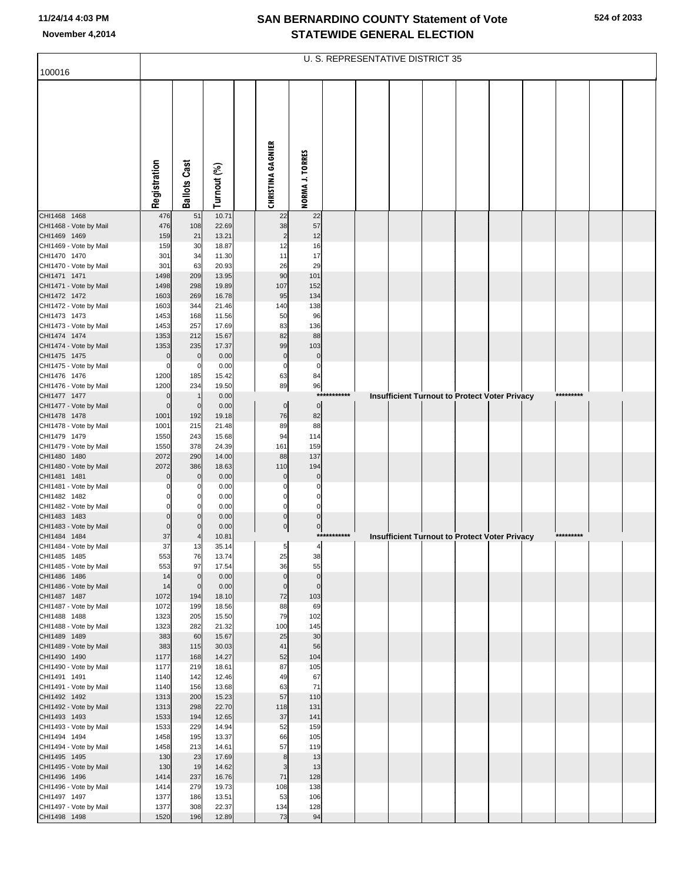# SAN BERNARDINO COUNTY Statement of Vote
## STATEWIDE GENERAL ELECTION

11/24/14 4:03 PM
November 4,2014

100016

U. S. REPRESENTATIVE DISTRICT 35

| | Registration | Ballots Cast | Turnout (%) | | CHRISTINA GAGNIER | NORMA J. TORRES |
|---|---|---|---|---|---|---|
| CHI1468 1468 | 476 | 51 | 10.71 | | 22 | 22 |
| CHI1468 - Vote by Mail | 476 | 108 | 22.69 | | 38 | 57 |
| CHI1469 1469 | 159 | 21 | 13.21 | | 2 | 12 |
| CHI1469 - Vote by Mail | 159 | 30 | 18.87 | | 12 | 16 |
| CHI1470 1470 | 301 | 34 | 11.30 | | 11 | 17 |
| CHI1470 - Vote by Mail | 301 | 63 | 20.93 | | 26 | 29 |
| CHI1471 1471 | 1498 | 209 | 13.95 | | 90 | 101 |
| CHI1471 - Vote by Mail | 1498 | 298 | 19.89 | | 107 | 152 |
| CHI1472 1472 | 1603 | 269 | 16.78 | | 95 | 134 |
| CHI1472 - Vote by Mail | 1603 | 344 | 21.46 | | 140 | 138 |
| CHI1473 1473 | 1453 | 168 | 11.56 | | 50 | 96 |
| CHI1473 - Vote by Mail | 1453 | 257 | 17.69 | | 83 | 136 |
| CHI1474 1474 | 1353 | 212 | 15.67 | | 82 | 88 |
| CHI1474 - Vote by Mail | 1353 | 235 | 17.37 | | 99 | 103 |
| CHI1475 1475 | 0 | 0 | 0.00 | | 0 | 0 |
| CHI1475 - Vote by Mail | 0 | 0 | 0.00 | | 0 | 0 |
| CHI1476 1476 | 1200 | 185 | 15.42 | | 63 | 84 |
| CHI1476 - Vote by Mail | 1200 | 234 | 19.50 | | 89 | 96 |
| CHI1477 1477 | 0 | 1 | 0.00 | | | *********** Insufficient Turnout to Protect Voter Privacy ********* |
| CHI1477 - Vote by Mail | 0 | 0 | 0.00 | | 0 | 0 |
| CHI1478 1478 | 1001 | 192 | 19.18 | | 76 | 82 |
| CHI1478 - Vote by Mail | 1001 | 215 | 21.48 | | 89 | 88 |
| CHI1479 1479 | 1550 | 243 | 15.68 | | 94 | 114 |
| CHI1479 - Vote by Mail | 1550 | 378 | 24.39 | | 161 | 159 |
| CHI1480 1480 | 2072 | 290 | 14.00 | | 88 | 137 |
| CHI1480 - Vote by Mail | 2072 | 386 | 18.63 | | 110 | 194 |
| CHI1481 1481 | 0 | 0 | 0.00 | | 0 | 0 |
| CHI1481 - Vote by Mail | 0 | 0 | 0.00 | | 0 | 0 |
| CHI1482 1482 | 0 | 0 | 0.00 | | 0 | 0 |
| CHI1482 - Vote by Mail | 0 | 0 | 0.00 | | 0 | 0 |
| CHI1483 1483 | 0 | 0 | 0.00 | | 0 | 0 |
| CHI1483 - Vote by Mail | 0 | 0 | 0.00 | | 0 | 0 |
| CHI1484 1484 | 37 | 4 | 10.81 | | | *********** Insufficient Turnout to Protect Voter Privacy ********* |
| CHI1484 - Vote by Mail | 37 | 13 | 35.14 | | 5 | 4 |
| CHI1485 1485 | 553 | 76 | 13.74 | | 25 | 38 |
| CHI1485 - Vote by Mail | 553 | 97 | 17.54 | | 36 | 55 |
| CHI1486 1486 | 14 | 0 | 0.00 | | 0 | 0 |
| CHI1486 - Vote by Mail | 14 | 0 | 0.00 | | 0 | 0 |
| CHI1487 1487 | 1072 | 194 | 18.10 | | 72 | 103 |
| CHI1487 - Vote by Mail | 1072 | 199 | 18.56 | | 88 | 69 |
| CHI1488 1488 | 1323 | 205 | 15.50 | | 79 | 102 |
| CHI1488 - Vote by Mail | 1323 | 282 | 21.32 | | 100 | 145 |
| CHI1489 1489 | 383 | 60 | 15.67 | | 25 | 30 |
| CHI1489 - Vote by Mail | 383 | 115 | 30.03 | | 41 | 56 |
| CHI1490 1490 | 1177 | 168 | 14.27 | | 52 | 104 |
| CHI1490 - Vote by Mail | 1177 | 219 | 18.61 | | 87 | 105 |
| CHI1491 1491 | 1140 | 142 | 12.46 | | 49 | 67 |
| CHI1491 - Vote by Mail | 1140 | 156 | 13.68 | | 63 | 71 |
| CHI1492 1492 | 1313 | 200 | 15.23 | | 57 | 110 |
| CHI1492 - Vote by Mail | 1313 | 298 | 22.70 | | 118 | 131 |
| CHI1493 1493 | 1533 | 194 | 12.65 | | 37 | 141 |
| CHI1493 - Vote by Mail | 1533 | 229 | 14.94 | | 52 | 159 |
| CHI1494 1494 | 1458 | 195 | 13.37 | | 66 | 105 |
| CHI1494 - Vote by Mail | 1458 | 213 | 14.61 | | 57 | 119 |
| CHI1495 1495 | 130 | 23 | 17.69 | | 8 | 13 |
| CHI1495 - Vote by Mail | 130 | 19 | 14.62 | | 3 | 13 |
| CHI1496 1496 | 1414 | 237 | 16.76 | | 71 | 128 |
| CHI1496 - Vote by Mail | 1414 | 279 | 19.73 | | 108 | 138 |
| CHI1497 1497 | 1377 | 186 | 13.51 | | 53 | 106 |
| CHI1497 - Vote by Mail | 1377 | 308 | 22.37 | | 134 | 128 |
| CHI1498 1498 | 1520 | 196 | 12.89 | | 73 | 94 |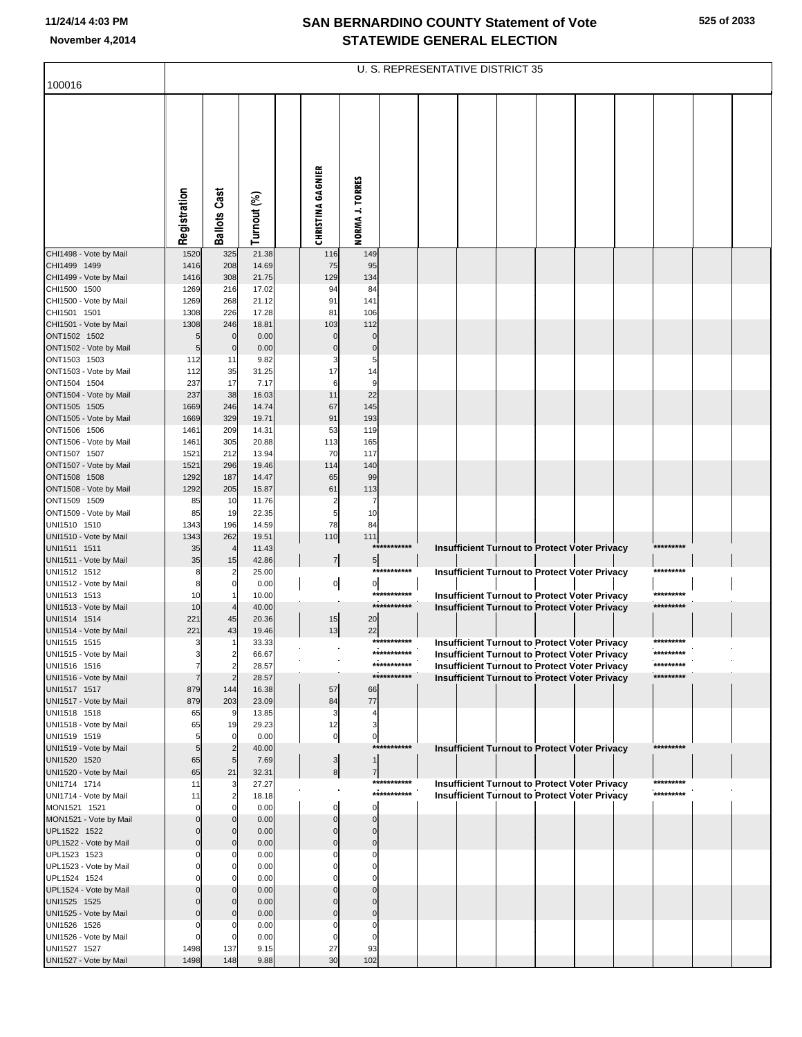# SAN BERNARDINO COUNTY Statement of Vote
## STATEWIDE GENERAL ELECTION

November 4,2014

100016

U. S. REPRESENTATIVE DISTRICT 35

| | Registration | Ballots Cast | Turnout (%) | | CHRISTINA GAGNIER | NORMA J. TORRES |
|---|---|---|---|---|---|---|
| CHI1498 - Vote by Mail | 1520 | 325 | 21.38 | | 116 | 149 |
| CHI1499 1499 | 1416 | 208 | 14.69 | | 75 | 95 |
| CHI1499 - Vote by Mail | 1416 | 308 | 21.75 | | 129 | 134 |
| CHI1500 1500 | 1269 | 216 | 17.02 | | 94 | 84 |
| CHI1500 - Vote by Mail | 1269 | 268 | 21.12 | | 91 | 141 |
| CHI1501 1501 | 1308 | 226 | 17.28 | | 81 | 106 |
| CHI1501 - Vote by Mail | 1308 | 246 | 18.81 | | 103 | 112 |
| ONT1502 1502 | 5 | 0 | 0.00 | | 0 | 0 |
| ONT1502 - Vote by Mail | 5 | 0 | 0.00 | | 0 | 0 |
| ONT1503 1503 | 112 | 11 | 9.82 | | 3 | 5 |
| ONT1503 - Vote by Mail | 112 | 35 | 31.25 | | 17 | 14 |
| ONT1504 1504 | 237 | 17 | 7.17 | | 6 | 9 |
| ONT1504 - Vote by Mail | 237 | 38 | 16.03 | | 11 | 22 |
| ONT1505 1505 | 1669 | 246 | 14.74 | | 67 | 145 |
| ONT1505 - Vote by Mail | 1669 | 329 | 19.71 | | 91 | 193 |
| ONT1506 1506 | 1461 | 209 | 14.31 | | 53 | 119 |
| ONT1506 - Vote by Mail | 1461 | 305 | 20.88 | | 113 | 165 |
| ONT1507 1507 | 1521 | 212 | 13.94 | | 70 | 117 |
| ONT1507 - Vote by Mail | 1521 | 296 | 19.46 | | 114 | 140 |
| ONT1508 1508 | 1292 | 187 | 14.47 | | 65 | 99 |
| ONT1508 - Vote by Mail | 1292 | 205 | 15.87 | | 61 | 113 |
| ONT1509 1509 | 85 | 10 | 11.76 | | 2 | 7 |
| ONT1509 - Vote by Mail | 85 | 19 | 22.35 | | 5 | 10 |
| UNI1510 1510 | 1343 | 196 | 14.59 | | 78 | 84 |
| UNI1510 - Vote by Mail | 1343 | 262 | 19.51 | | 110 | 111 |
| UNI1511 1511 | 35 | 4 | 11.43 | | *********** Insufficient Turnout to Protect Voter Privacy ********* | |
| UNI1511 - Vote by Mail | 35 | 15 | 42.86 | | 7 | 5 |
| UNI1512 1512 | 8 | 2 | 25.00 | | *********** Insufficient Turnout to Protect Voter Privacy ********* | |
| UNI1512 - Vote by Mail | 8 | 0 | 0.00 | | 0 | 0 |
| UNI1513 1513 | 10 | 1 | 10.00 | | *********** Insufficient Turnout to Protect Voter Privacy ********* | |
| UNI1513 - Vote by Mail | 10 | 4 | 40.00 | | *********** Insufficient Turnout to Protect Voter Privacy ********* | |
| UNI1514 1514 | 221 | 45 | 20.36 | | 15 | 20 |
| UNI1514 - Vote by Mail | 221 | 43 | 19.46 | | 13 | 22 |
| UNI1515 1515 | 3 | 1 | 33.33 | | *********** Insufficient Turnout to Protect Voter Privacy ********* | |
| UNI1515 - Vote by Mail | 3 | 2 | 66.67 | | *********** Insufficient Turnout to Protect Voter Privacy ********* | |
| UNI1516 1516 | 7 | 2 | 28.57 | | *********** Insufficient Turnout to Protect Voter Privacy ********* | |
| UNI1516 - Vote by Mail | 7 | 2 | 28.57 | | *********** Insufficient Turnout to Protect Voter Privacy ********* | |
| UNI1517 1517 | 879 | 144 | 16.38 | | 57 | 66 |
| UNI1517 - Vote by Mail | 879 | 203 | 23.09 | | 84 | 77 |
| UNI1518 1518 | 65 | 9 | 13.85 | | 3 | 4 |
| UNI1518 - Vote by Mail | 65 | 19 | 29.23 | | 12 | 3 |
| UNI1519 1519 | 5 | 0 | 0.00 | | 0 | 0 |
| UNI1519 - Vote by Mail | 5 | 2 | 40.00 | | *********** Insufficient Turnout to Protect Voter Privacy ********* | |
| UNI1520 1520 | 65 | 5 | 7.69 | | 3 | 1 |
| UNI1520 - Vote by Mail | 65 | 21 | 32.31 | | 8 | 7 |
| UNI1714 1714 | 11 | 3 | 27.27 | | *********** Insufficient Turnout to Protect Voter Privacy ********* | |
| UNI1714 - Vote by Mail | 11 | 2 | 18.18 | | *********** Insufficient Turnout to Protect Voter Privacy ********* | |
| MON1521 1521 | 0 | 0 | 0.00 | | 0 | 0 |
| MON1521 - Vote by Mail | 0 | 0 | 0.00 | | 0 | 0 |
| UPL1522 1522 | 0 | 0 | 0.00 | | 0 | 0 |
| UPL1522 - Vote by Mail | 0 | 0 | 0.00 | | 0 | 0 |
| UPL1523 1523 | 0 | 0 | 0.00 | | 0 | 0 |
| UPL1523 - Vote by Mail | 0 | 0 | 0.00 | | 0 | 0 |
| UPL1524 1524 | 0 | 0 | 0.00 | | 0 | 0 |
| UPL1524 - Vote by Mail | 0 | 0 | 0.00 | | 0 | 0 |
| UNI1525 1525 | 0 | 0 | 0.00 | | 0 | 0 |
| UNI1525 - Vote by Mail | 0 | 0 | 0.00 | | 0 | 0 |
| UNI1526 1526 | 0 | 0 | 0.00 | | 0 | 0 |
| UNI1526 - Vote by Mail | 0 | 0 | 0.00 | | 0 | 0 |
| UNI1527 1527 | 1498 | 137 | 9.15 | | 27 | 93 |
| UNI1527 - Vote by Mail | 1498 | 148 | 9.88 | | 30 | 102 |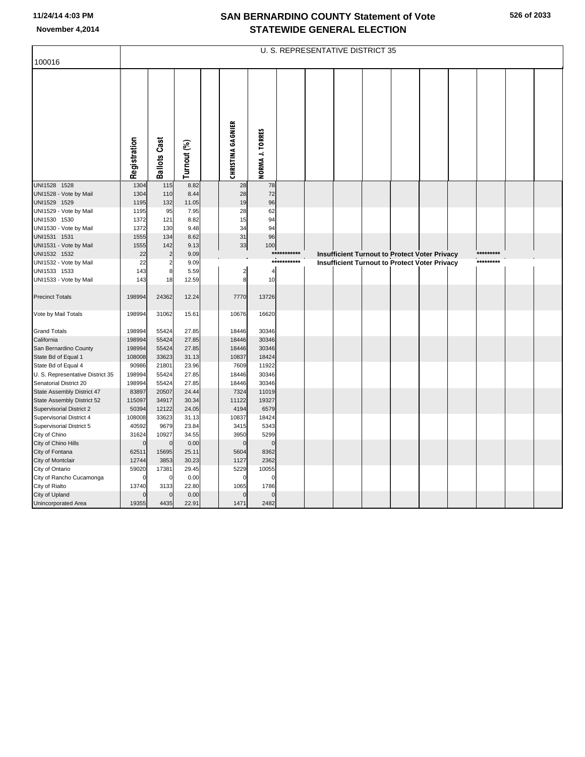# SAN BERNARDINO COUNTY Statement of Vote
## STATEWIDE GENERAL ELECTION

11/24/14 4:03 PM
November 4,2014

100016

U. S. REPRESENTATIVE DISTRICT 35

| | Registration | Ballots Cast | Turnout (%) | | CHRISTINA GAGNIER | NORMA J. TORRES |
|---|---|---|---|---|---|---|
| UNI1528 1528 | 1304 | 115 | 8.82 | | 28 | 78 |
| UNI1528 - Vote by Mail | 1304 | 110 | 8.44 | | 28 | 72 |
| UNI1529 1529 | 1195 | 132 | 11.05 | | 19 | 96 |
| UNI1529 - Vote by Mail | 1195 | 95 | 7.95 | | 28 | 62 |
| UNI1530 1530 | 1372 | 121 | 8.82 | | 15 | 94 |
| UNI1530 - Vote by Mail | 1372 | 130 | 9.48 | | 34 | 94 |
| UNI1531 1531 | 1555 | 134 | 8.62 | | 31 | 96 |
| UNI1531 - Vote by Mail | 1555 | 142 | 9.13 | | 33 | 100 |
| UNI1532 1532 | 22 | 2 | 9.09 | | *********** Insufficient Turnout to Protect Voter Privacy ********* | |
| UNI1532 - Vote by Mail | 22 | 2 | 9.09 | | *********** Insufficient Turnout to Protect Voter Privacy ********* | |
| UNI1533 1533 | 143 | 8 | 5.59 | | 2 | 4 |
| UNI1533 - Vote by Mail | 143 | 18 | 12.59 | | 8 | 10 |
| Precinct Totals | 198994 | 24362 | 12.24 | | 7770 | 13726 |
| Vote by Mail Totals | 198994 | 31062 | 15.61 | | 10676 | 16620 |
| Grand Totals | 198994 | 55424 | 27.85 | | 18446 | 30346 |
| California | 198994 | 55424 | 27.85 | | 18446 | 30346 |
| San Bernardino County | 198994 | 55424 | 27.85 | | 18446 | 30346 |
| State Bd of Equal 1 | 108008 | 33623 | 31.13 | | 10837 | 18424 |
| State Bd of Equal 4 | 90986 | 21801 | 23.96 | | 7609 | 11922 |
| U. S. Representative District 35 | 198994 | 55424 | 27.85 | | 18446 | 30346 |
| Senatorial District 20 | 198994 | 55424 | 27.85 | | 18446 | 30346 |
| State Assembly District 47 | 83897 | 20507 | 24.44 | | 7324 | 11019 |
| State Assembly District 52 | 115097 | 34917 | 30.34 | | 11122 | 19327 |
| Supervisorial District 2 | 50394 | 12122 | 24.05 | | 4194 | 6579 |
| Supervisorial District 4 | 108008 | 33623 | 31.13 | | 10837 | 18424 |
| Supervisorial District 5 | 40592 | 9679 | 23.84 | | 3415 | 5343 |
| City of Chino | 31624 | 10927 | 34.55 | | 3950 | 5299 |
| City of Chino Hills | 0 | 0 | 0.00 | | 0 | 0 |
| City of Fontana | 62511 | 15695 | 25.11 | | 5604 | 8362 |
| City of Montclair | 12744 | 3853 | 30.23 | | 1127 | 2362 |
| City of Ontario | 59020 | 17381 | 29.45 | | 5229 | 10055 |
| City of Rancho Cucamonga | 0 | 0 | 0.00 | | 0 | 0 |
| City of Rialto | 13740 | 3133 | 22.80 | | 1065 | 1786 |
| City of Upland | 0 | 0 | 0.00 | | 0 | 0 |
| Unincorporated Area | 19355 | 4435 | 22.91 | | 1471 | 2482 |